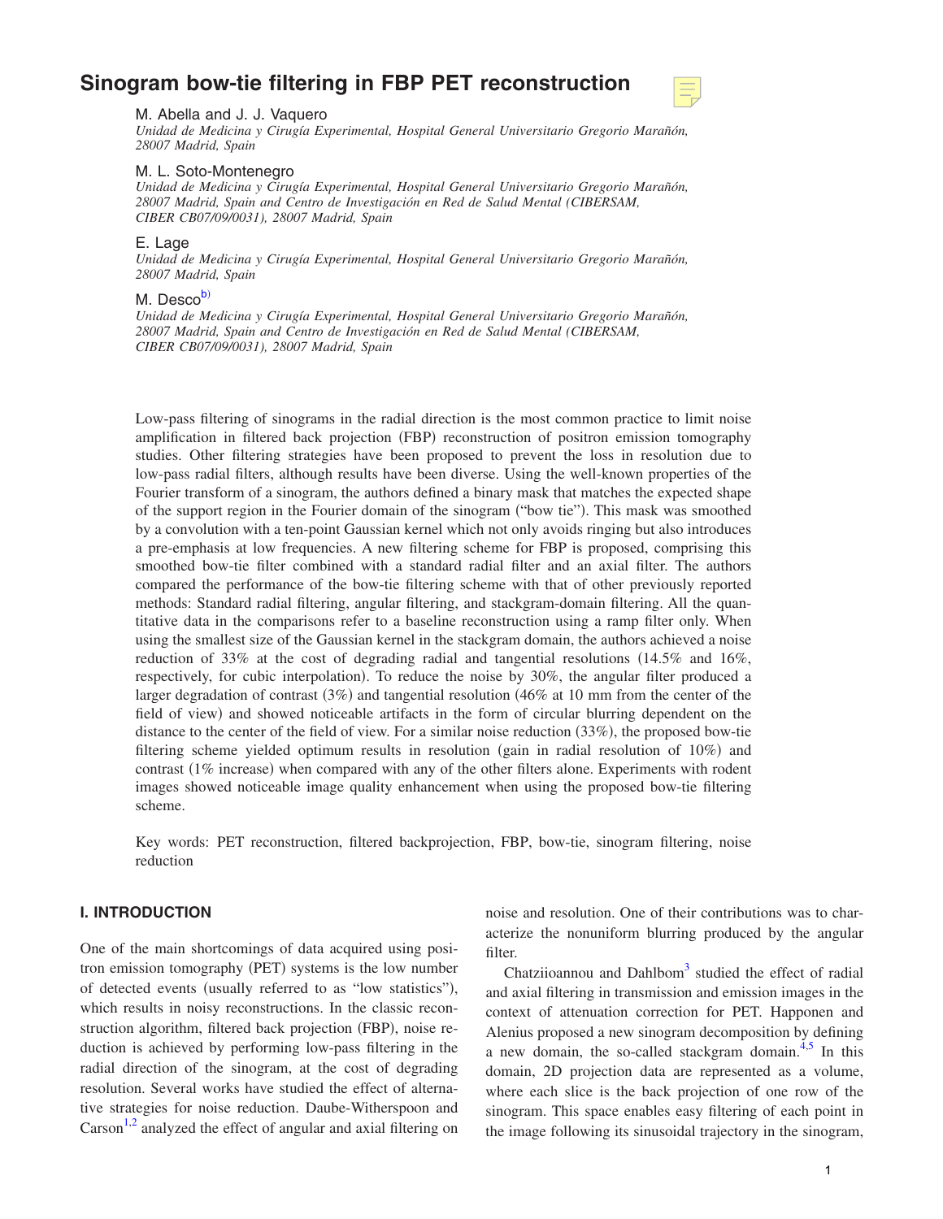# Sinogram bow-tie filtering in FBP PET reconstruction

M. Abella and J. J. Vaquero
*Unidad de Medicina y Cirugía Experimental, Hospital General Universitario Gregorio Marañón, 28007 Madrid, Spain*

M. L. Soto-Montenegro
*Unidad de Medicina y Cirugía Experimental, Hospital General Universitario Gregorio Marañón, 28007 Madrid, Spain and Centro de Investigación en Red de Salud Mental (CIBERSAM, CIBER CB07/09/0031), 28007 Madrid, Spain*

E. Lage
*Unidad de Medicina y Cirugía Experimental, Hospital General Universitario Gregorio Marañón, 28007 Madrid, Spain*

M. Desco[b)]
*Unidad de Medicina y Cirugía Experimental, Hospital General Universitario Gregorio Marañón, 28007 Madrid, Spain and Centro de Investigación en Red de Salud Mental (CIBERSAM, CIBER CB07/09/0031), 28007 Madrid, Spain*

Low-pass filtering of sinograms in the radial direction is the most common practice to limit noise amplification in filtered back projection (FBP) reconstruction of positron emission tomography studies. Other filtering strategies have been proposed to prevent the loss in resolution due to low-pass radial filters, although results have been diverse. Using the well-known properties of the Fourier transform of a sinogram, the authors defined a binary mask that matches the expected shape of the support region in the Fourier domain of the sinogram ("bow tie"). This mask was smoothed by a convolution with a ten-point Gaussian kernel which not only avoids ringing but also introduces a pre-emphasis at low frequencies. A new filtering scheme for FBP is proposed, comprising this smoothed bow-tie filter combined with a standard radial filter and an axial filter. The authors compared the performance of the bow-tie filtering scheme with that of other previously reported methods: Standard radial filtering, angular filtering, and stackgram-domain filtering. All the quantitative data in the comparisons refer to a baseline reconstruction using a ramp filter only. When using the smallest size of the Gaussian kernel in the stackgram domain, the authors achieved a noise reduction of 33% at the cost of degrading radial and tangential resolutions (14.5% and 16%, respectively, for cubic interpolation). To reduce the noise by 30%, the angular filter produced a larger degradation of contrast (3%) and tangential resolution (46% at 10 mm from the center of the field of view) and showed noticeable artifacts in the form of circular blurring dependent on the distance to the center of the field of view. For a similar noise reduction (33%), the proposed bow-tie filtering scheme yielded optimum results in resolution (gain in radial resolution of 10%) and contrast (1% increase) when compared with any of the other filters alone. Experiments with rodent images showed noticeable image quality enhancement when using the proposed bow-tie filtering scheme.

Key words: PET reconstruction, filtered backprojection, FBP, bow-tie, sinogram filtering, noise reduction

## I. INTRODUCTION

One of the main shortcomings of data acquired using positron emission tomography (PET) systems is the low number of detected events (usually referred to as "low statistics"), which results in noisy reconstructions. In the classic reconstruction algorithm, filtered back projection (FBP), noise reduction is achieved by performing low-pass filtering in the radial direction of the sinogram, at the cost of degrading resolution. Several works have studied the effect of alternative strategies for noise reduction. Daube-Witherspoon and Carson[1,2] analyzed the effect of angular and axial filtering on noise and resolution. One of their contributions was to characterize the nonuniform blurring produced by the angular filter.

Chatziioannou and Dahlbom[3] studied the effect of radial and axial filtering in transmission and emission images in the context of attenuation correction for PET. Happonen and Alenius proposed a new sinogram decomposition by defining a new domain, the so-called stackgram domain.[4,5] In this domain, 2D projection data are represented as a volume, where each slice is the back projection of one row of the sinogram. This space enables easy filtering of each point in the image following its sinusoidal trajectory in the sinogram,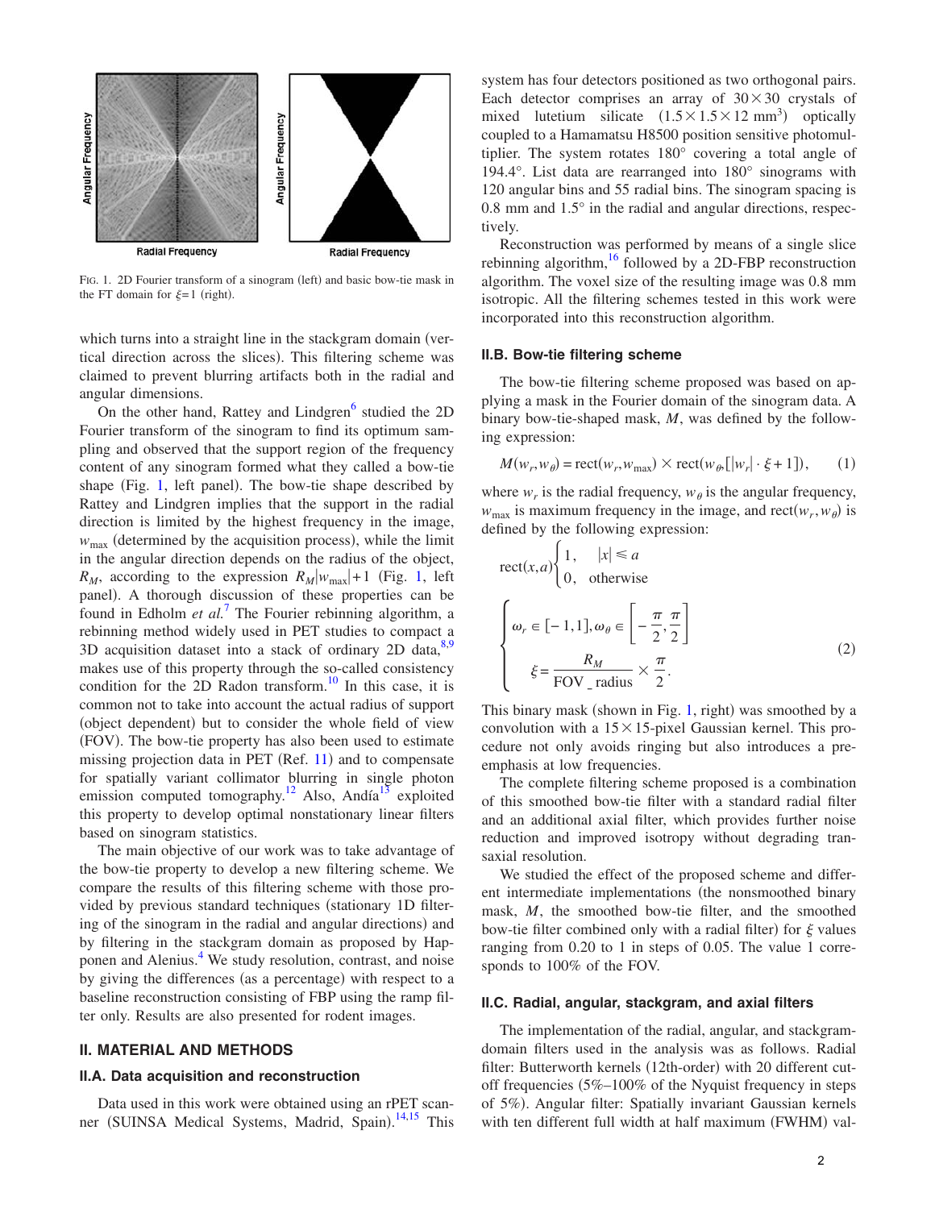FIG. 1. 2D Fourier transform of a sinogram (left) and basic bow-tie mask in the FT domain for $\xi=1$ (right).

which turns into a straight line in the stackgram domain (vertical direction across the slices). This filtering scheme was claimed to prevent blurring artifacts both in the radial and angular dimensions.

On the other hand, Rattey and Lindgren[6] studied the 2D Fourier transform of the sinogram to find its optimum sampling and observed that the support region of the frequency content of any sinogram formed what they called a bow-tie shape (Fig. 1, left panel). The bow-tie shape described by Rattey and Lindgren implies that the support in the radial direction is limited by the highest frequency in the image, $w_{\max}$ (determined by the acquisition process), while the limit in the angular direction depends on the radius of the object, $R_M$, according to the expression $R_M|w_{\max}|+1$ (Fig. 1, left panel). A thorough discussion of these properties can be found in Edholm *et al.*[7] The Fourier rebinning algorithm, a rebinning method widely used in PET studies to compact a 3D acquisition dataset into a stack of ordinary 2D data,[8,9] makes use of this property through the so-called consistency condition for the 2D Radon transform.[10] In this case, it is common not to take into account the actual radius of support (object dependent) but to consider the whole field of view (FOV). The bow-tie property has also been used to estimate missing projection data in PET (Ref. 11) and to compensate for spatially variant collimator blurring in single photon emission computed tomography.[12] Also, Andía[13] exploited this property to develop optimal nonstationary linear filters based on sinogram statistics.

The main objective of our work was to take advantage of the bow-tie property to develop a new filtering scheme. We compare the results of this filtering scheme with those provided by previous standard techniques (stationary 1D filtering of the sinogram in the radial and angular directions) and by filtering in the stackgram domain as proposed by Happonen and Alenius.[4] We study resolution, contrast, and noise by giving the differences (as a percentage) with respect to a baseline reconstruction consisting of FBP using the ramp filter only. Results are also presented for rodent images.

## II. MATERIAL AND METHODS

### II.A. Data acquisition and reconstruction

Data used in this work were obtained using an rPET scanner (SUINSA Medical Systems, Madrid, Spain).[14,15] This system has four detectors positioned as two orthogonal pairs. Each detector comprises an array of $30\times 30$ crystals of mixed lutetium silicate $(1.5\times 1.5\times 12\ \text{mm}^3)$ optically coupled to a Hamamatsu H8500 position sensitive photomultiplier. The system rotates 180° covering a total angle of 194.4°. List data are rearranged into 180° sinograms with 120 angular bins and 55 radial bins. The sinogram spacing is 0.8 mm and 1.5° in the radial and angular directions, respectively.

Reconstruction was performed by means of a single slice rebinning algorithm,[16] followed by a 2D-FBP reconstruction algorithm. The voxel size of the resulting image was 0.8 mm isotropic. All the filtering schemes tested in this work were incorporated into this reconstruction algorithm.

### II.B. Bow-tie filtering scheme

The bow-tie filtering scheme proposed was based on applying a mask in the Fourier domain of the sinogram data. A binary bow-tie-shaped mask, $M$, was defined by the following expression:

$$M(w_r,w_\theta)=\text{rect}(w_r,w_{\max})\times\text{rect}(w_\theta,[|w_r|\cdot\xi+1]), \tag{1}$$

where $w_r$ is the radial frequency, $w_\theta$ is the angular frequency, $w_{\max}$ is maximum frequency in the image, and $\text{rect}(w_r,w_\theta)$ is defined by the following expression:

$$\text{rect}(x,a)\begin{cases}1, & |x|\leqslant a\\ 0, & \text{otherwise}\end{cases}$$

$$\begin{cases}\omega_r\in[-1,1],\omega_\theta\in\left[-\dfrac{\pi}{2},\dfrac{\pi}{2}\right]\\[2ex] \xi=\dfrac{R_M}{\text{FOV\_radius}}\times\dfrac{\pi}{2}.\end{cases} \tag{2}$$

This binary mask (shown in Fig. 1, right) was smoothed by a convolution with a $15\times 15$-pixel Gaussian kernel. This procedure not only avoids ringing but also introduces a pre-emphasis at low frequencies.

The complete filtering scheme proposed is a combination of this smoothed bow-tie filter with a standard radial filter and an additional axial filter, which provides further noise reduction and improved isotropy without degrading transaxial resolution.

We studied the effect of the proposed scheme and different intermediate implementations (the nonsmoothed binary mask, $M$, the smoothed bow-tie filter, and the smoothed bow-tie filter combined only with a radial filter) for $\xi$ values ranging from 0.20 to 1 in steps of 0.05. The value 1 corresponds to 100% of the FOV.

### II.C. Radial, angular, stackgram, and axial filters

The implementation of the radial, angular, and stackgram-domain filters used in the analysis was as follows. Radial filter: Butterworth kernels (12th-order) with 20 different cutoff frequencies (5%–100% of the Nyquist frequency in steps of 5%). Angular filter: Spatially invariant Gaussian kernels with ten different full width at half maximum (FWHM) val-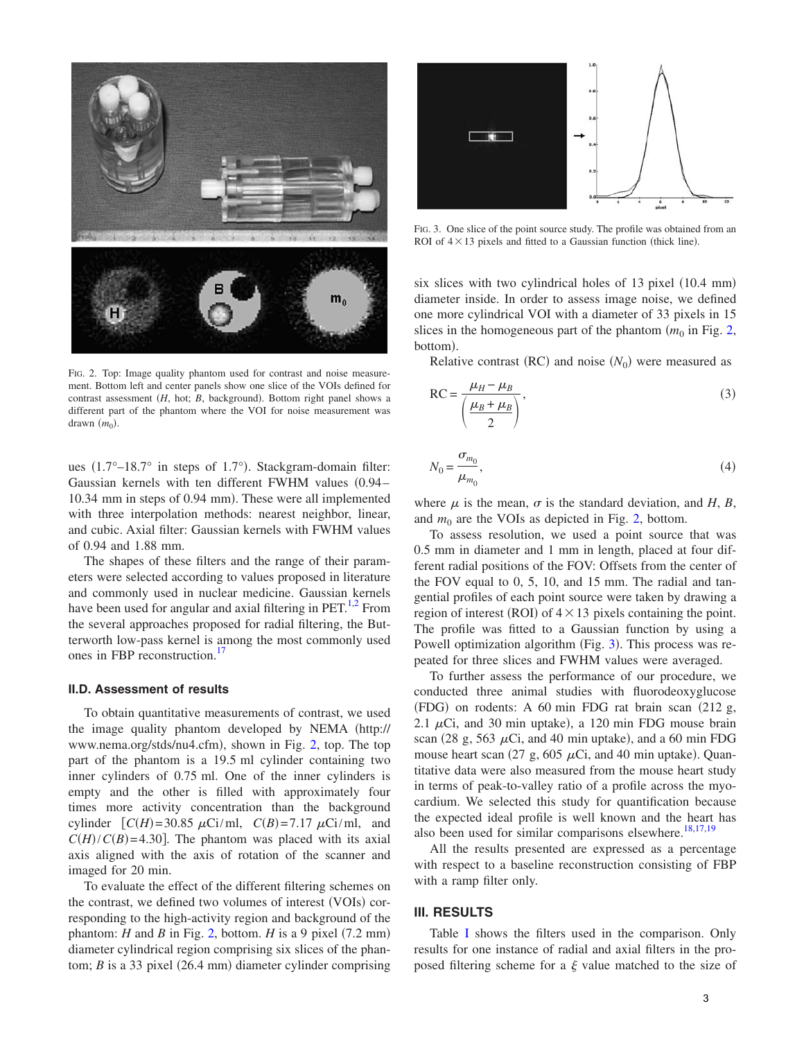FIG. 2. Top: Image quality phantom used for contrast and noise measurement. Bottom left and center panels show one slice of the VOIs defined for contrast assessment (*H*, hot; *B*, background). Bottom right panel shows a different part of the phantom where the VOI for noise measurement was drawn ($m_0$).

ues (1.7°–18.7° in steps of 1.7°). Stackgram-domain filter: Gaussian kernels with ten different FWHM values (0.94–10.34 mm in steps of 0.94 mm). These were all implemented with three interpolation methods: nearest neighbor, linear, and cubic. Axial filter: Gaussian kernels with FWHM values of 0.94 and 1.88 mm.

The shapes of these filters and the range of their parameters were selected according to values proposed in literature and commonly used in nuclear medicine. Gaussian kernels have been used for angular and axial filtering in PET.[1,2] From the several approaches proposed for radial filtering, the Butterworth low-pass kernel is among the most commonly used ones in FBP reconstruction.[17]

### II.D. Assessment of results

To obtain quantitative measurements of contrast, we used the image quality phantom developed by NEMA (http://www.nema.org/stds/nu4.cfm), shown in Fig. 2, top. The top part of the phantom is a 19.5 ml cylinder containing two inner cylinders of 0.75 ml. One of the inner cylinders is empty and the other is filled with approximately four times more activity concentration than the background cylinder [$C(H)=30.85$ $\mu$Ci/ml, $C(B)=7.17$ $\mu$Ci/ml, and $C(H)/C(B)=4.30$]. The phantom was placed with its axial axis aligned with the axis of rotation of the scanner and imaged for 20 min.

To evaluate the effect of the different filtering schemes on the contrast, we defined two volumes of interest (VOIs) corresponding to the high-activity region and background of the phantom: *H* and *B* in Fig. 2, bottom. *H* is a 9 pixel (7.2 mm) diameter cylindrical region comprising six slices of the phantom; *B* is a 33 pixel (26.4 mm) diameter cylinder comprising six slices with two cylindrical holes of 13 pixel (10.4 mm) diameter inside. In order to assess image noise, we defined one more cylindrical VOI with a diameter of 33 pixels in 15 slices in the homogeneous part of the phantom ($m_0$ in Fig. 2, bottom).

FIG. 3. One slice of the point source study. The profile was obtained from an ROI of 4×13 pixels and fitted to a Gaussian function (thick line).

Relative contrast (RC) and noise ($N_0$) were measured as

$$\mathrm{RC} = \frac{\mu_H - \mu_B}{\left(\dfrac{\mu_B + \mu_B}{2}\right)}, \tag{3}$$

$$N_0 = \frac{\sigma_{m_0}}{\mu_{m_0}}, \tag{4}$$

where $\mu$ is the mean, $\sigma$ is the standard deviation, and *H*, *B*, and $m_0$ are the VOIs as depicted in Fig. 2, bottom.

To assess resolution, we used a point source that was 0.5 mm in diameter and 1 mm in length, placed at four different radial positions of the FOV: Offsets from the center of the FOV equal to 0, 5, 10, and 15 mm. The radial and tangential profiles of each point source were taken by drawing a region of interest (ROI) of 4×13 pixels containing the point. The profile was fitted to a Gaussian function by using a Powell optimization algorithm (Fig. 3). This process was repeated for three slices and FWHM values were averaged.

To further assess the performance of our procedure, we conducted three animal studies with fluorodeoxyglucose (FDG) on rodents: A 60 min FDG rat brain scan (212 g, 2.1 $\mu$Ci, and 30 min uptake), a 120 min FDG mouse brain scan (28 g, 563 $\mu$Ci, and 40 min uptake), and a 60 min FDG mouse heart scan (27 g, 605 $\mu$Ci, and 40 min uptake). Quantitative data were also measured from the mouse heart study in terms of peak-to-valley ratio of a profile across the myocardium. We selected this study for quantification because the expected ideal profile is well known and the heart has also been used for similar comparisons elsewhere.[18,17,19]

All the results presented are expressed as a percentage with respect to a baseline reconstruction consisting of FBP with a ramp filter only.

## III. RESULTS

Table I shows the filters used in the comparison. Only results for one instance of radial and axial filters in the proposed filtering scheme for a $\xi$ value matched to the size of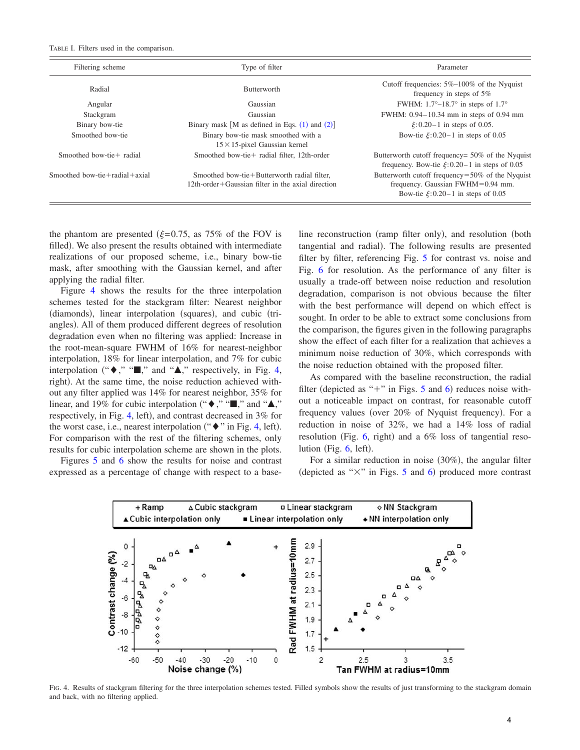TABLE I. Filters used in the comparison.

| Filtering scheme | Type of filter | Parameter |
|---|---|---|
| Radial | Butterworth | Cutoff frequencies: 5%–100% of the Nyquist frequency in steps of 5% |
| Angular | Gaussian | FWHM: 1.7°–18.7° in steps of 1.7° |
| Stackgram | Gaussian | FWHM: 0.94–10.34 mm in steps of 0.94 mm |
| Binary bow-tie | Binary mask [M as defined in Eqs. (1) and (2)] | $\xi$:0.20–1 in steps of 0.05. |
| Smoothed bow-tie | Binary bow-tie mask smoothed with a 15×15-pixel Gaussian kernel | Bow-tie $\xi$:0.20–1 in steps of 0.05 |
| Smoothed bow-tie+ radial | Smoothed bow-tie+ radial filter, 12th-order | Butterworth cutoff frequency= 50% of the Nyquist frequency. Bow-tie $\xi$:0.20–1 in steps of 0.05 |
| Smoothed bow-tie+radial+axial | Smoothed bow-tie+Butterworth radial filter, 12th-order+Gaussian filter in the axial direction | Butterworth cutoff frequency=50% of the Nyquist frequency. Gaussian FWHM=0.94 mm. Bow-tie $\xi$:0.20–1 in steps of 0.05 |

the phantom are presented ($\xi$=0.75, as 75% of the FOV is filled). We also present the results obtained with intermediate realizations of our proposed scheme, i.e., binary bow-tie mask, after smoothing with the Gaussian kernel, and after applying the radial filter.

Figure 4 shows the results for the three interpolation schemes tested for the stackgram filter: Nearest neighbor (diamonds), linear interpolation (squares), and cubic (triangles). All of them produced different degrees of resolution degradation even when no filtering was applied: Increase in the root-mean-square FWHM of 16% for nearest-neighbor interpolation, 18% for linear interpolation, and 7% for cubic interpolation ("◆," "■," and "▲," respectively, in Fig. 4, right). At the same time, the noise reduction achieved without any filter applied was 14% for nearest neighbor, 35% for linear, and 19% for cubic interpolation ("◆," "■," and "▲," respectively, in Fig. 4, left), and contrast decreased in 3% for the worst case, i.e., nearest interpolation ("◆" in Fig. 4, left). For comparison with the rest of the filtering schemes, only results for cubic interpolation scheme are shown in the plots.

Figures 5 and 6 show the results for noise and contrast expressed as a percentage of change with respect to a baseline reconstruction (ramp filter only), and resolution (both tangential and radial). The following results are presented filter by filter, referencing Fig. 5 for contrast vs. noise and Fig. 6 for resolution. As the performance of any filter is usually a trade-off between noise reduction and resolution degradation, comparison is not obvious because the filter with the best performance will depend on which effect is sought. In order to be able to extract some conclusions from the comparison, the figures given in the following paragraphs show the effect of each filter for a realization that achieves a minimum noise reduction of 30%, which corresponds with the noise reduction obtained with the proposed filter.

As compared with the baseline reconstruction, the radial filter (depicted as "+" in Figs. 5 and 6) reduces noise without a noticeable impact on contrast, for reasonable cutoff frequency values (over 20% of Nyquist frequency). For a reduction in noise of 32%, we had a 14% loss of radial resolution (Fig. 6, right) and a 6% loss of tangential resolution (Fig. 6, left).

For a similar reduction in noise (30%), the angular filter (depicted as "×" in Figs. 5 and 6) produced more contrast

FIG. 4. Results of stackgram filtering for the three interpolation schemes tested. Filled symbols show the results of just transforming to the stackgram domain and back, with no filtering applied.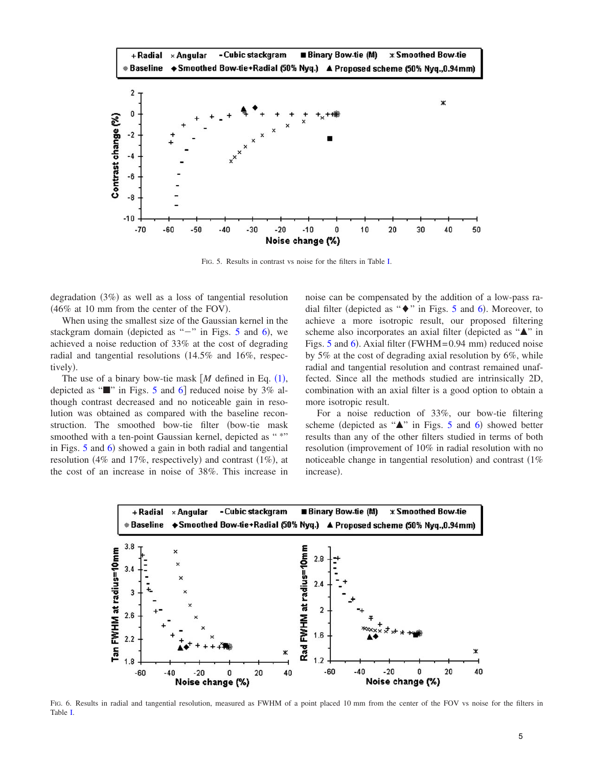FIG. 5. Results in contrast vs noise for the filters in Table I.

degradation (3%) as well as a loss of tangential resolution (46% at 10 mm from the center of the FOV).

When using the smallest size of the Gaussian kernel in the stackgram domain (depicted as "−" in Figs. 5 and 6), we achieved a noise reduction of 33% at the cost of degrading radial and tangential resolutions (14.5% and 16%, respectively).

The use of a binary bow-tie mask [$M$ defined in Eq. (1), depicted as "■" in Figs. 5 and 6] reduced noise by 3% although contrast decreased and no noticeable gain in resolution was obtained as compared with the baseline reconstruction. The smoothed bow-tie filter (bow-tie mask smoothed with a ten-point Gaussian kernel, depicted as "*" in Figs. 5 and 6) showed a gain in both radial and tangential resolution (4% and 17%, respectively) and contrast (1%), at the cost of an increase in noise of 38%. This increase in noise can be compensated by the addition of a low-pass radial filter (depicted as "◆" in Figs. 5 and 6). Moreover, to achieve a more isotropic result, our proposed filtering scheme also incorporates an axial filter (depicted as "▲" in Figs. 5 and 6). Axial filter (FWHM=0.94 mm) reduced noise by 5% at the cost of degrading axial resolution by 6%, while radial and tangential resolution and contrast remained unaffected. Since all the methods studied are intrinsically 2D, combination with an axial filter is a good option to obtain a more isotropic result.

For a noise reduction of 33%, our bow-tie filtering scheme (depicted as "▲" in Figs. 5 and 6) showed better results than any of the other filters studied in terms of both resolution (improvement of 10% in radial resolution with no noticeable change in tangential resolution) and contrast (1% increase).

FIG. 6. Results in radial and tangential resolution, measured as FWHM of a point placed 10 mm from the center of the FOV vs noise for the filters in Table I.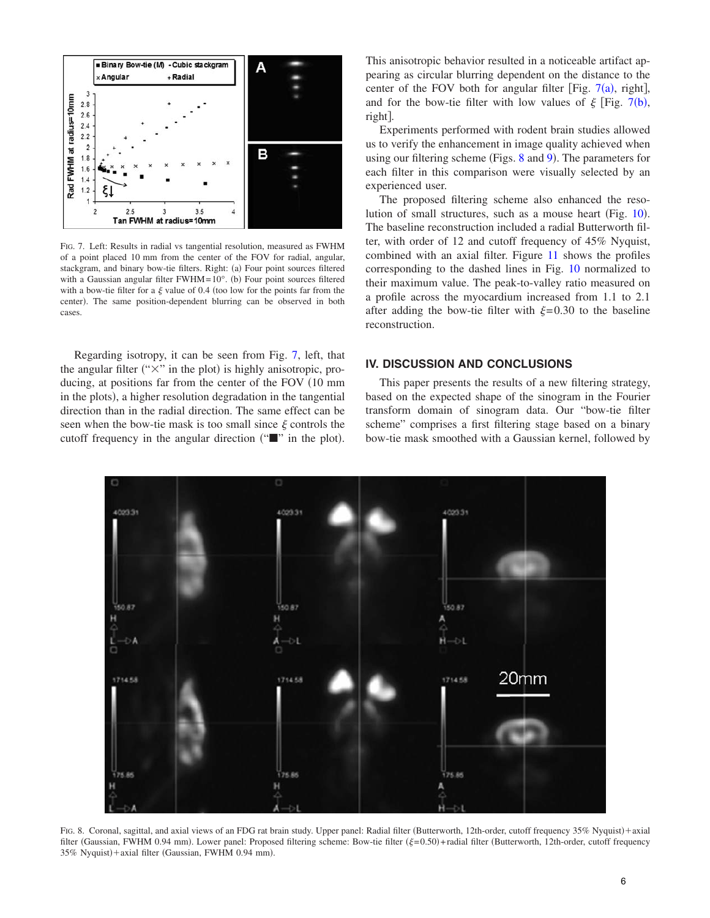FIG. 7. Left: Results in radial vs tangential resolution, measured as FWHM of a point placed 10 mm from the center of the FOV for radial, angular, stackgram, and binary bow-tie filters. Right: (a) Four point sources filtered with a Gaussian angular filter FWHM=10°. (b) Four point sources filtered with a bow-tie filter for a $\xi$ value of 0.4 (too low for the points far from the center). The same position-dependent blurring can be observed in both cases.

Regarding isotropy, it can be seen from Fig. 7, left, that the angular filter ("×" in the plot) is highly anisotropic, producing, at positions far from the center of the FOV (10 mm in the plots), a higher resolution degradation in the tangential direction than in the radial direction. The same effect can be seen when the bow-tie mask is too small since $\xi$ controls the cutoff frequency in the angular direction ("■" in the plot). This anisotropic behavior resulted in a noticeable artifact appearing as circular blurring dependent on the distance to the center of the FOV both for angular filter [Fig. 7(a), right], and for the bow-tie filter with low values of $\xi$ [Fig. 7(b), right].

Experiments performed with rodent brain studies allowed us to verify the enhancement in image quality achieved when using our filtering scheme (Figs. 8 and 9). The parameters for each filter in this comparison were visually selected by an experienced user.

The proposed filtering scheme also enhanced the resolution of small structures, such as a mouse heart (Fig. 10). The baseline reconstruction included a radial Butterworth filter, with order of 12 and cutoff frequency of 45% Nyquist, combined with an axial filter. Figure 11 shows the profiles corresponding to the dashed lines in Fig. 10 normalized to their maximum value. The peak-to-valley ratio measured on a profile across the myocardium increased from 1.1 to 2.1 after adding the bow-tie filter with $\xi$=0.30 to the baseline reconstruction.

## IV. DISCUSSION AND CONCLUSIONS

This paper presents the results of a new filtering strategy, based on the expected shape of the sinogram in the Fourier transform domain of sinogram data. Our "bow-tie filter scheme" comprises a first filtering stage based on a binary bow-tie mask smoothed with a Gaussian kernel, followed by

FIG. 8. Coronal, sagittal, and axial views of an FDG rat brain study. Upper panel: Radial filter (Butterworth, 12th-order, cutoff frequency 35% Nyquist)+axial filter (Gaussian, FWHM 0.94 mm). Lower panel: Proposed filtering scheme: Bow-tie filter ($\xi$=0.50)+radial filter (Butterworth, 12th-order, cutoff frequency 35% Nyquist)+axial filter (Gaussian, FWHM 0.94 mm).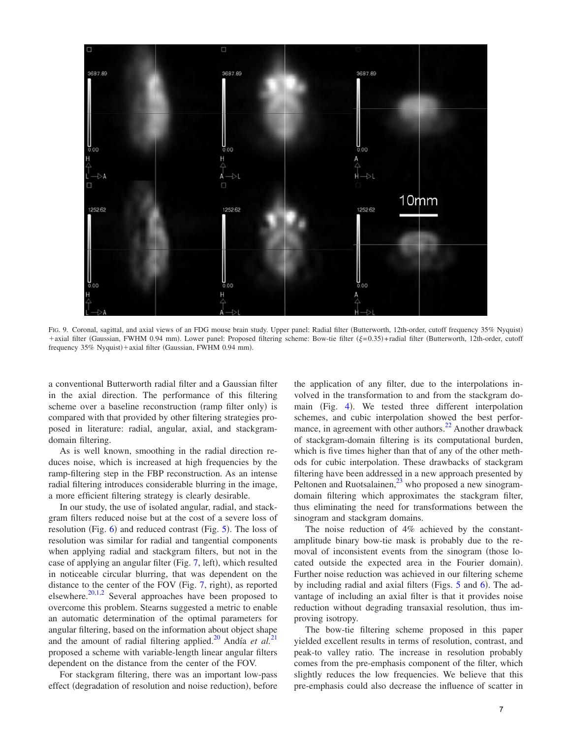FIG. 9. Coronal, sagittal, and axial views of an FDG mouse brain study. Upper panel: Radial filter (Butterworth, 12th-order, cutoff frequency 35% Nyquist) +axial filter (Gaussian, FWHM 0.94 mm). Lower panel: Proposed filtering scheme: Bow-tie filter ($\xi$=0.35)+radial filter (Butterworth, 12th-order, cutoff frequency 35% Nyquist)+axial filter (Gaussian, FWHM 0.94 mm).

a conventional Butterworth radial filter and a Gaussian filter in the axial direction. The performance of this filtering scheme over a baseline reconstruction (ramp filter only) is compared with that provided by other filtering strategies proposed in literature: radial, angular, axial, and stackgram-domain filtering.

As is well known, smoothing in the radial direction reduces noise, which is increased at high frequencies by the ramp-filtering step in the FBP reconstruction. As an intense radial filtering introduces considerable blurring in the image, a more efficient filtering strategy is clearly desirable.

In our study, the use of isolated angular, radial, and stackgram filters reduced noise but at the cost of a severe loss of resolution (Fig. 6) and reduced contrast (Fig. 5). The loss of resolution was similar for radial and tangential components when applying radial and stackgram filters, but not in the case of applying an angular filter (Fig. 7, left), which resulted in noticeable circular blurring, that was dependent on the distance to the center of the FOV (Fig. 7, right), as reported elsewhere.[20,1,2] Several approaches have been proposed to overcome this problem. Stearns suggested a metric to enable an automatic determination of the optimal parameters for angular filtering, based on the information about object shape and the amount of radial filtering applied.[20] Andía *et al.*[21] proposed a scheme with variable-length linear angular filters dependent on the distance from the center of the FOV.

For stackgram filtering, there was an important low-pass effect (degradation of resolution and noise reduction), before the application of any filter, due to the interpolations involved in the transformation to and from the stackgram domain (Fig. 4). We tested three different interpolation schemes, and cubic interpolation showed the best performance, in agreement with other authors.[22] Another drawback of stackgram-domain filtering is its computational burden, which is five times higher than that of any of the other methods for cubic interpolation. These drawbacks of stackgram filtering have been addressed in a new approach presented by Peltonen and Ruotsalainen,[23] who proposed a new sinogram-domain filtering which approximates the stackgram filter, thus eliminating the need for transformations between the sinogram and stackgram domains.

The noise reduction of 4% achieved by the constant-amplitude binary bow-tie mask is probably due to the removal of inconsistent events from the sinogram (those located outside the expected area in the Fourier domain). Further noise reduction was achieved in our filtering scheme by including radial and axial filters (Figs. 5 and 6). The advantage of including an axial filter is that it provides noise reduction without degrading transaxial resolution, thus improving isotropy.

The bow-tie filtering scheme proposed in this paper yielded excellent results in terms of resolution, contrast, and peak-to valley ratio. The increase in resolution probably comes from the pre-emphasis component of the filter, which slightly reduces the low frequencies. We believe that this pre-emphasis could also decrease the influence of scatter in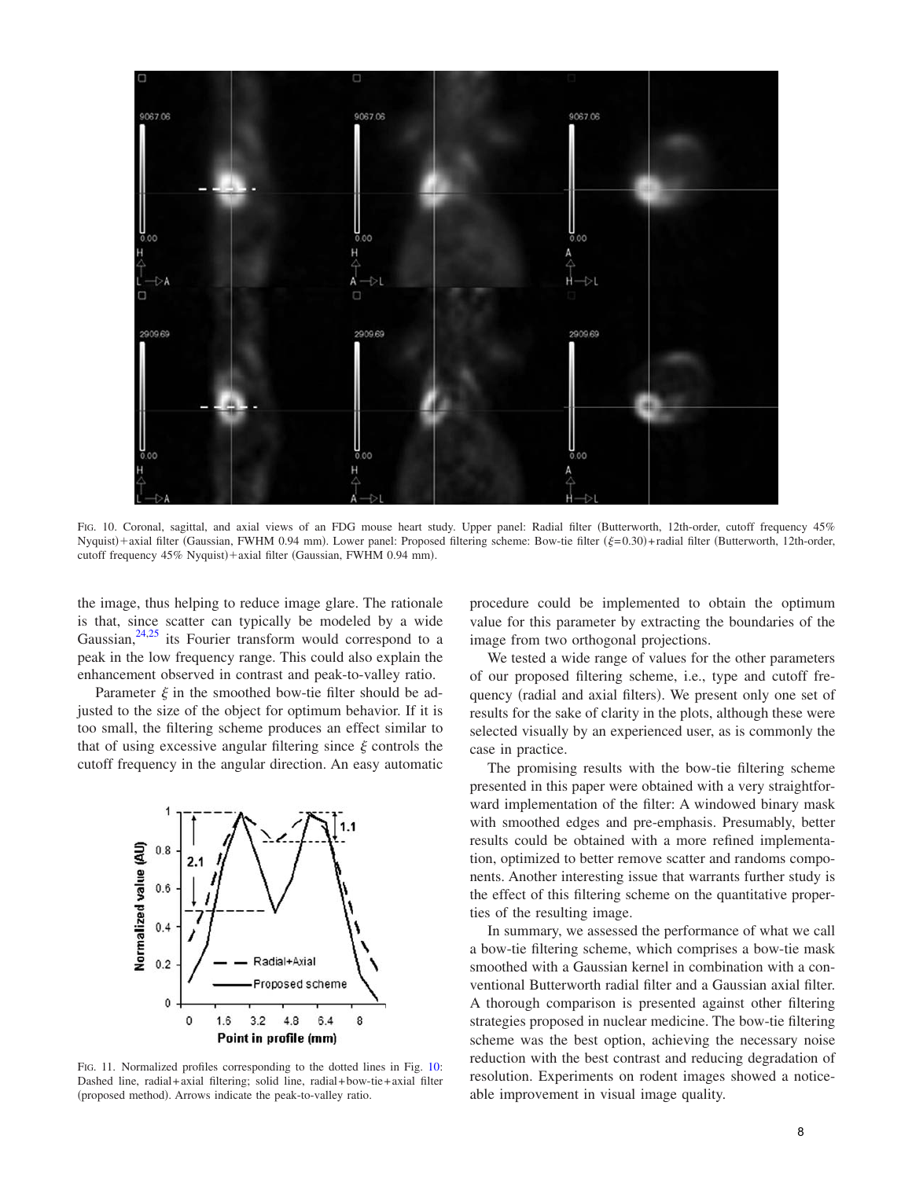FIG. 10. Coronal, sagittal, and axial views of an FDG mouse heart study. Upper panel: Radial filter (Butterworth, 12th-order, cutoff frequency 45% Nyquist)+axial filter (Gaussian, FWHM 0.94 mm). Lower panel: Proposed filtering scheme: Bow-tie filter ($\xi$=0.30)+radial filter (Butterworth, 12th-order, cutoff frequency 45% Nyquist)+axial filter (Gaussian, FWHM 0.94 mm).

the image, thus helping to reduce image glare. The rationale is that, since scatter can typically be modeled by a wide Gaussian,[24,25] its Fourier transform would correspond to a peak in the low frequency range. This could also explain the enhancement observed in contrast and peak-to-valley ratio.

Parameter $\xi$ in the smoothed bow-tie filter should be adjusted to the size of the object for optimum behavior. If it is too small, the filtering scheme produces an effect similar to that of using excessive angular filtering since $\xi$ controls the cutoff frequency in the angular direction. An easy automatic procedure could be implemented to obtain the optimum value for this parameter by extracting the boundaries of the image from two orthogonal projections.

FIG. 11. Normalized profiles corresponding to the dotted lines in Fig. 10: Dashed line, radial+axial filtering; solid line, radial+bow-tie+axial filter (proposed method). Arrows indicate the peak-to-valley ratio.

We tested a wide range of values for the other parameters of our proposed filtering scheme, i.e., type and cutoff frequency (radial and axial filters). We present only one set of results for the sake of clarity in the plots, although these were selected visually by an experienced user, as is commonly the case in practice.

The promising results with the bow-tie filtering scheme presented in this paper were obtained with a very straightforward implementation of the filter: A windowed binary mask with smoothed edges and pre-emphasis. Presumably, better results could be obtained with a more refined implementation, optimized to better remove scatter and randoms components. Another interesting issue that warrants further study is the effect of this filtering scheme on the quantitative properties of the resulting image.

In summary, we assessed the performance of what we call a bow-tie filtering scheme, which comprises a bow-tie mask smoothed with a Gaussian kernel in combination with a conventional Butterworth radial filter and a Gaussian axial filter. A thorough comparison is presented against other filtering strategies proposed in nuclear medicine. The bow-tie filtering scheme was the best option, achieving the necessary noise reduction with the best contrast and reducing degradation of resolution. Experiments on rodent images showed a noticeable improvement in visual image quality.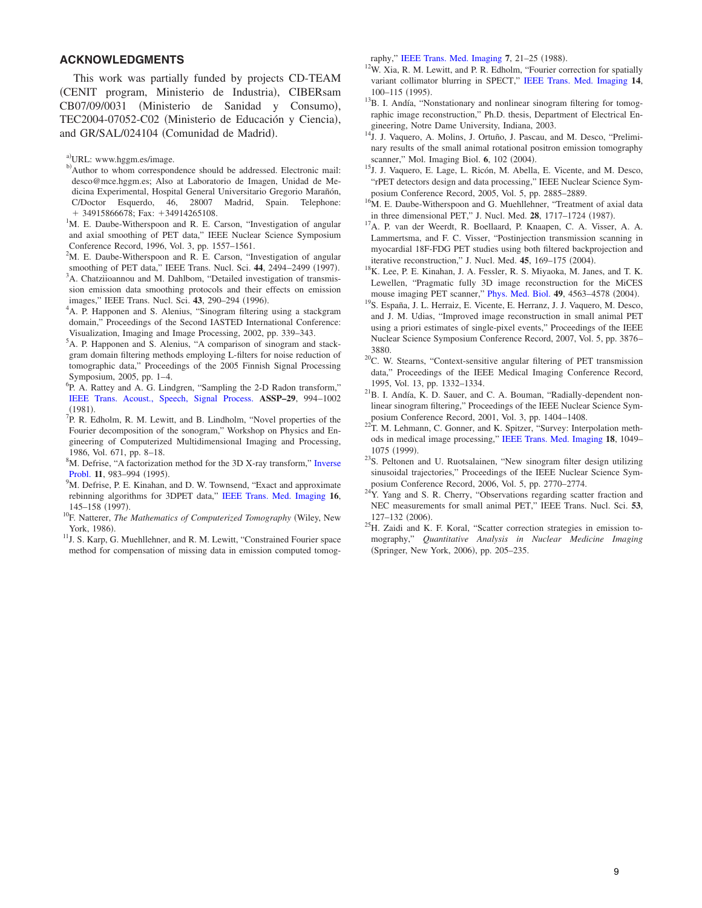## ACKNOWLEDGMENTS

This work was partially funded by projects CD-TEAM (CENIT program, Ministerio de Industria), CIBERsam CB07/09/0031 (Ministerio de Sanidad y Consumo), TEC2004-07052-C02 (Ministerio de Educación y Ciencia), and GR/SAL/024104 (Comunidad de Madrid).

[a]URL: www.hggm.es/image.

[b]Author to whom correspondence should be addressed. Electronic mail: desco@mce.hggm.es; Also at Laboratorio de Imagen, Unidad de Medicina Experimental, Hospital General Universitario Gregorio Marañón, C/Doctor Esquerdo, 46, 28007 Madrid, Spain. Telephone: + 34915866678; Fax: +34914265108.

[1]M. E. Daube-Witherspoon and R. E. Carson, "Investigation of angular and axial smoothing of PET data," IEEE Nuclear Science Symposium Conference Record, 1996, Vol. 3, pp. 1557–1561.

[2]M. E. Daube-Witherspoon and R. E. Carson, "Investigation of angular smoothing of PET data," IEEE Trans. Nucl. Sci. **44**, 2494–2499 (1997).

[3]A. Chatziioannou and M. Dahlbom, "Detailed investigation of transmission emission data smoothing protocols and their effects on emission images," IEEE Trans. Nucl. Sci. **43**, 290–294 (1996).

[4]A. P. Happonen and S. Alenius, "Sinogram filtering using a stackgram domain," Proceedings of the Second IASTED International Conference: Visualization, Imaging and Image Processing, 2002, pp. 339–343.

[5]A. P. Happonen and S. Alenius, "A comparison of sinogram and stackgram domain filtering methods employing L-filters for noise reduction of tomographic data," Proceedings of the 2005 Finnish Signal Processing Symposium, 2005, pp. 1–4.

[6]P. A. Rattey and A. G. Lindgren, "Sampling the 2-D Radon transform," IEEE Trans. Acoust., Speech, Signal Process. **ASSP–29**, 994–1002 (1981).

[7]P. R. Edholm, R. M. Lewitt, and B. Lindholm, "Novel properties of the Fourier decomposition of the sonogram," Workshop on Physics and Engineering of Computerized Multidimensional Imaging and Processing, 1986, Vol. 671, pp. 8–18.

[8]M. Defrise, "A factorization method for the 3D X-ray transform," Inverse Probl. **11**, 983–994 (1995).

[9]M. Defrise, P. E. Kinahan, and D. W. Townsend, "Exact and approximate rebinning algorithms for 3DPET data," IEEE Trans. Med. Imaging **16**, 145–158 (1997).

[10]F. Natterer, *The Mathematics of Computerized Tomography* (Wiley, New York, 1986).

[11]J. S. Karp, G. Muehllehner, and R. M. Lewitt, "Constrained Fourier space method for compensation of missing data in emission computed tomography," IEEE Trans. Med. Imaging **7**, 21–25 (1988).

[12]W. Xia, R. M. Lewitt, and P. R. Edholm, "Fourier correction for spatially variant collimator blurring in SPECT," IEEE Trans. Med. Imaging **14**, 100–115 (1995).

[13]B. I. Andía, "Nonstationary and nonlinear sinogram filtering for tomographic image reconstruction," Ph.D. thesis, Department of Electrical Engineering, Notre Dame University, Indiana, 2003.

[14]J. J. Vaquero, A. Molins, J. Ortuño, J. Pascau, and M. Desco, "Preliminary results of the small animal rotational positron emission tomography scanner," Mol. Imaging Biol. **6**, 102 (2004).

[15]J. J. Vaquero, E. Lage, L. Ricón, M. Abella, E. Vicente, and M. Desco, "rPET detectors design and data processing," IEEE Nuclear Science Symposium Conference Record, 2005, Vol. 5, pp. 2885–2889.

[16]M. E. Daube-Witherspoon and G. Muehllehner, "Treatment of axial data in three dimensional PET," J. Nucl. Med. **28**, 1717–1724 (1987).

[17]A. P. van der Weerdt, R. Boellaard, P. Knaapen, C. A. Visser, A. A. Lammertsma, and F. C. Visser, "Postinjection transmission scanning in myocardial 18F-FDG PET studies using both filtered backprojection and iterative reconstruction," J. Nucl. Med. **45**, 169–175 (2004).

[18]K. Lee, P. E. Kinahan, J. A. Fessler, R. S. Miyaoka, M. Janes, and T. K. Lewellen, "Pragmatic fully 3D image reconstruction for the MiCES mouse imaging PET scanner," Phys. Med. Biol. **49**, 4563–4578 (2004).

[19]S. España, J. L. Herraiz, E. Vicente, E. Herranz, J. J. Vaquero, M. Desco, and J. M. Udias, "Improved image reconstruction in small animal PET using a priori estimates of single-pixel events," Proceedings of the IEEE Nuclear Science Symposium Conference Record, 2007, Vol. 5, pp. 3876–3880.

[20]C. W. Stearns, "Context-sensitive angular filtering of PET transmission data," Proceedings of the IEEE Medical Imaging Conference Record, 1995, Vol. 13, pp. 1332–1334.

[21]B. I. Andía, K. D. Sauer, and C. A. Bouman, "Radially-dependent nonlinear sinogram filtering," Proceedings of the IEEE Nuclear Science Symposium Conference Record, 2001, Vol. 3, pp. 1404–1408.

[22]T. M. Lehmann, C. Gonner, and K. Spitzer, "Survey: Interpolation methods in medical image processing," IEEE Trans. Med. Imaging **18**, 1049–1075 (1999).

[23]S. Peltonen and U. Ruotsalainen, "New sinogram filter design utilizing sinusoidal trajectories," Proceedings of the IEEE Nuclear Science Symposium Conference Record, 2006, Vol. 5, pp. 2770–2774.

[24]Y. Yang and S. R. Cherry, "Observations regarding scatter fraction and NEC measurements for small animal PET," IEEE Trans. Nucl. Sci. **53**, 127–132 (2006).

[25]H. Zaidi and K. F. Koral, "Scatter correction strategies in emission tomography," *Quantitative Analysis in Nuclear Medicine Imaging* (Springer, New York, 2006), pp. 205–235.